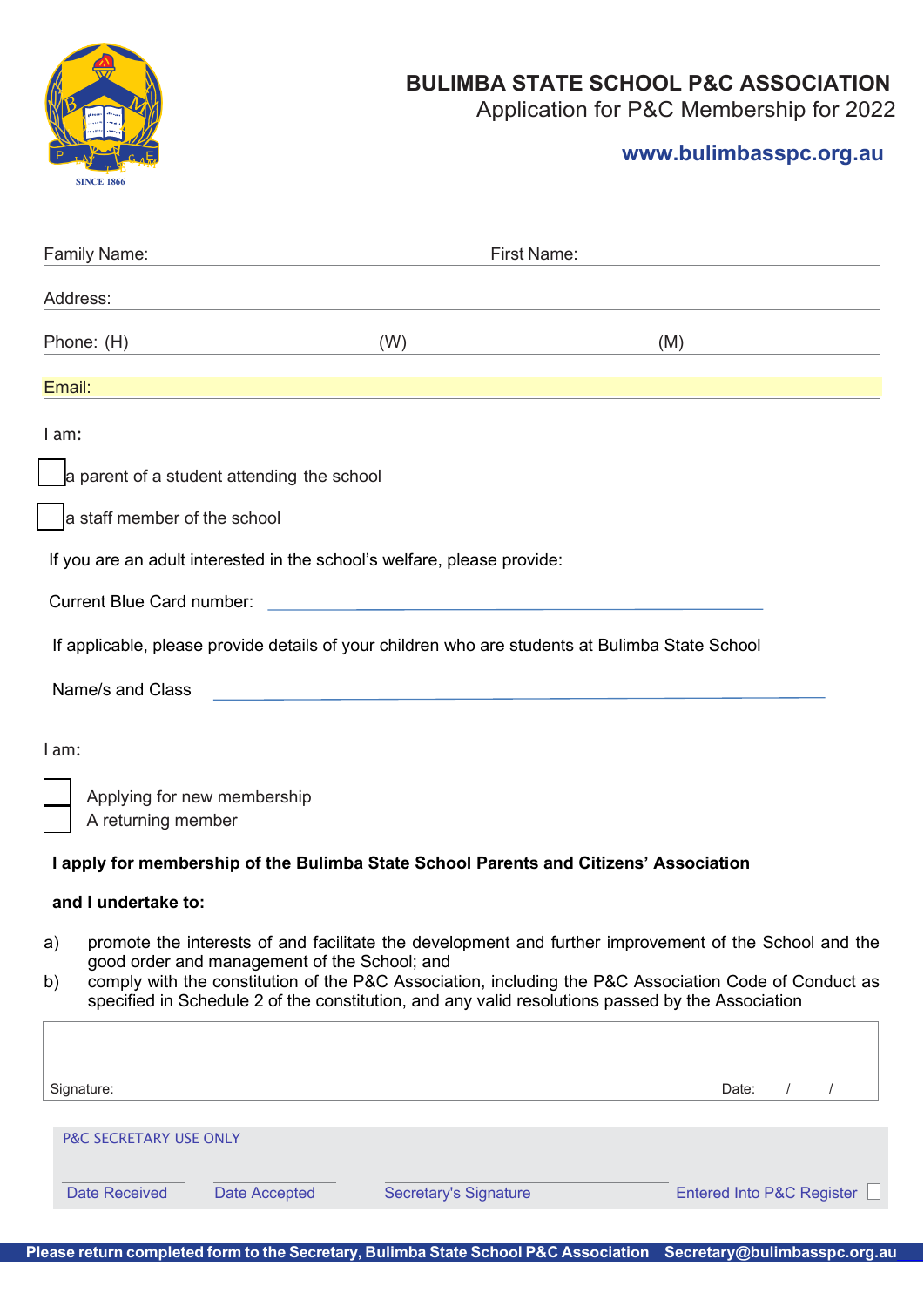# BULIMBA STATE SCHOOL P&C ASSOCIATION

Application for P&C Membership for 2022

**www.bulimbasspc.org.au**

Family Name: First Name:

Address:

Phone: (H) (W) (M)

Email:

I am:

☐ a parent of a student attending the school

☐ a staff member of the school

If you are an adult interested in the school's welfare, please provide:

Current Blue Card number: \_\_\_\_\_\_\_\_\_\_\_\_\_\_\_\_\_\_\_\_\_\_\_\_

If applicable, please provide details of your children who are students at Bulimba State School

Name/s and Class \_\_\_\_\_\_\_\_\_\_\_\_\_\_\_\_\_\_\_\_\_\_\_\_

I am:

☐ Applying for new membership
☐ A returning member

**I apply for membership of the Bulimba State School Parents and Citizens' Association**

**and I undertake to:**

a) promote the interests of and facilitate the development and further improvement of the School and the good order and management of the School; and
b) comply with the constitution of the P&C Association, including the P&C Association Code of Conduct as specified in Schedule 2 of the constitution, and any valid resolutions passed by the Association

Signature: Date: / /

P&C SECRETARY USE ONLY

Date Received Date Accepted Secretary's Signature Entered Into P&C Register ☐

**Please return completed form to the Secretary, Bulimba State School P&C Association Secretary@bulimbasspc.org.au**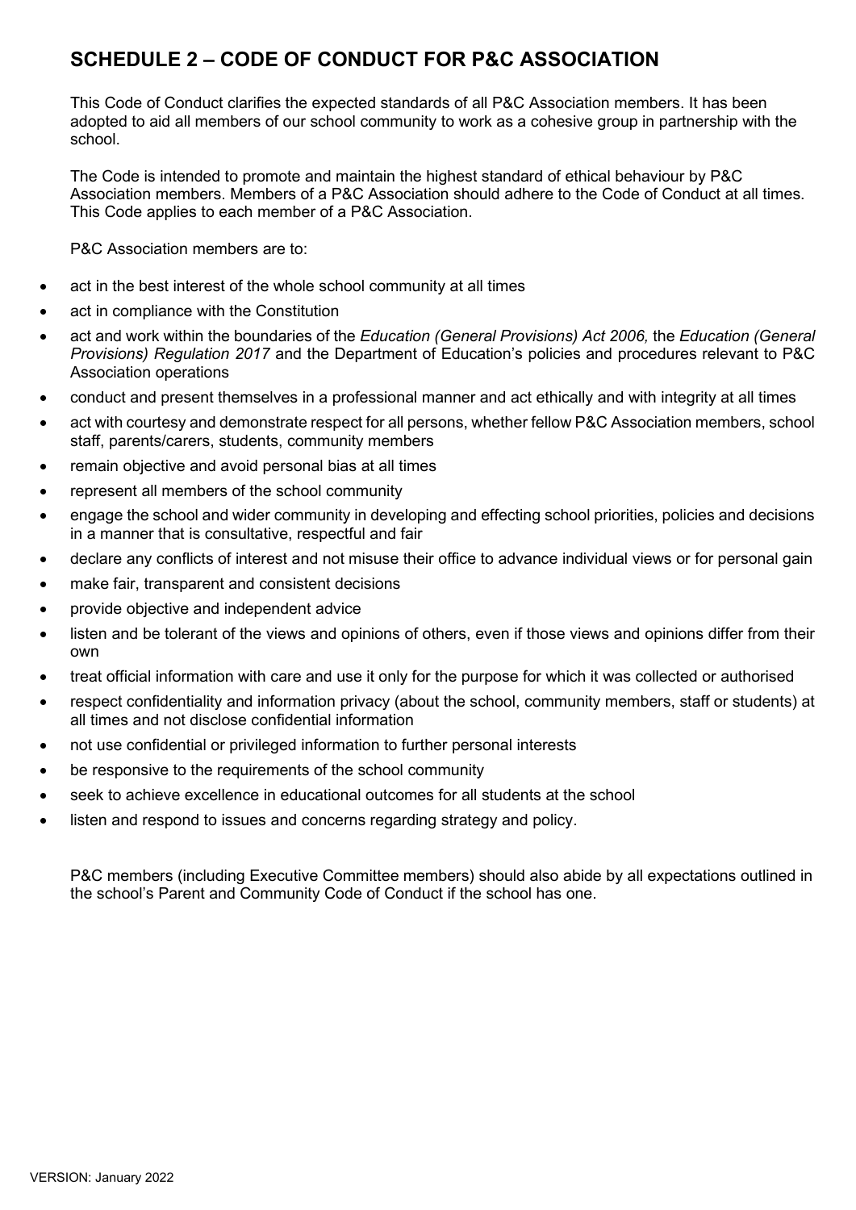## SCHEDULE 2 – CODE OF CONDUCT FOR P&C ASSOCIATION

This Code of Conduct clarifies the expected standards of all P&C Association members. It has been adopted to aid all members of our school community to work as a cohesive group in partnership with the school.

The Code is intended to promote and maintain the highest standard of ethical behaviour by P&C Association members. Members of a P&C Association should adhere to the Code of Conduct at all times. This Code applies to each member of a P&C Association.

P&C Association members are to:

- act in the best interest of the whole school community at all times
- act in compliance with the Constitution
- act and work within the boundaries of the *Education (General Provisions) Act 2006,* the *Education (General Provisions) Regulation 2017* and the Department of Education's policies and procedures relevant to P&C Association operations
- conduct and present themselves in a professional manner and act ethically and with integrity at all times
- act with courtesy and demonstrate respect for all persons, whether fellow P&C Association members, school staff, parents/carers, students, community members
- remain objective and avoid personal bias at all times
- represent all members of the school community
- engage the school and wider community in developing and effecting school priorities, policies and decisions in a manner that is consultative, respectful and fair
- declare any conflicts of interest and not misuse their office to advance individual views or for personal gain
- make fair, transparent and consistent decisions
- provide objective and independent advice
- listen and be tolerant of the views and opinions of others, even if those views and opinions differ from their own
- treat official information with care and use it only for the purpose for which it was collected or authorised
- respect confidentiality and information privacy (about the school, community members, staff or students) at all times and not disclose confidential information
- not use confidential or privileged information to further personal interests
- be responsive to the requirements of the school community
- seek to achieve excellence in educational outcomes for all students at the school
- listen and respond to issues and concerns regarding strategy and policy.

P&C members (including Executive Committee members) should also abide by all expectations outlined in the school's Parent and Community Code of Conduct if the school has one.

VERSION: January 2022